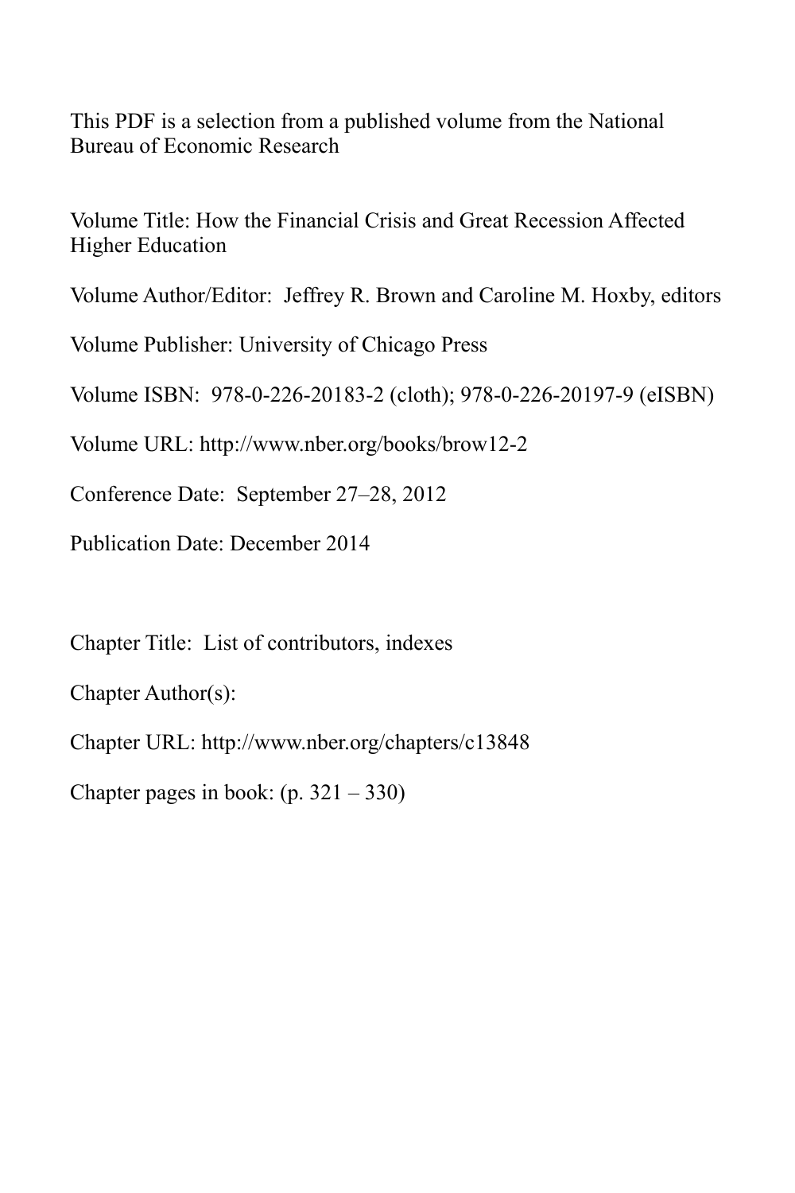This PDF is a selection from a published volume from the National Bureau of Economic Research

Volume Title: How the Financial Crisis and Great Recession Affected Higher Education

Volume Author/Editor: Jeffrey R. Brown and Caroline M. Hoxby, editors

Volume Publisher: University of Chicago Press

Volume ISBN: 978-0-226-20183-2 (cloth); 978-0-226-20197-9 (eISBN)

Volume URL: http://www.nber.org/books/brow12-2

Conference Date: September 27–28, 2012

Publication Date: December 2014

Chapter Title: List of contributors, indexes

Chapter Author(s):

Chapter URL: http://www.nber.org/chapters/c13848

Chapter pages in book: (p. 321 – 330)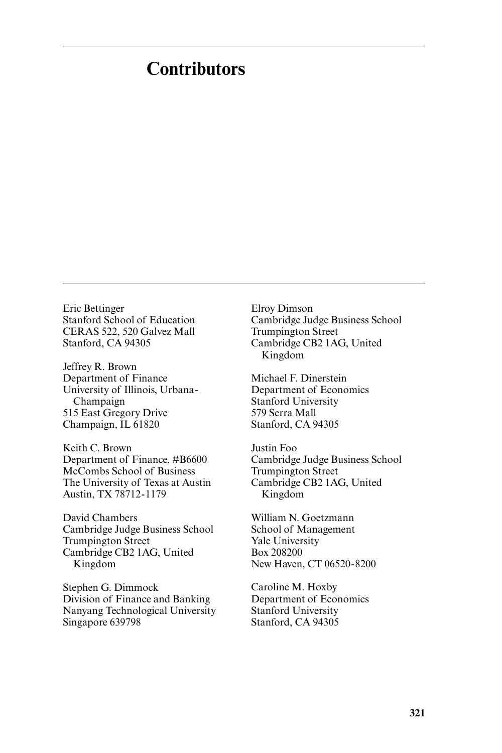# Contributors

Eric Bettinger
Stanford School of Education
CERAS 522, 520 Galvez Mall
Stanford, CA 94305

Jeffrey R. Brown
Department of Finance
University of Illinois, Urbana-Champaign
515 East Gregory Drive
Champaign, IL 61820

Keith C. Brown
Department of Finance, #B6600
McCombs School of Business
The University of Texas at Austin
Austin, TX 78712-1179

David Chambers
Cambridge Judge Business School
Trumpington Street
Cambridge CB2 1AG, United Kingdom

Stephen G. Dimmock
Division of Finance and Banking
Nanyang Technological University
Singapore 639798

Elroy Dimson
Cambridge Judge Business School
Trumpington Street
Cambridge CB2 1AG, United Kingdom

Michael F. Dinerstein
Department of Economics
Stanford University
579 Serra Mall
Stanford, CA 94305

Justin Foo
Cambridge Judge Business School
Trumpington Street
Cambridge CB2 1AG, United Kingdom

William N. Goetzmann
School of Management
Yale University
Box 208200
New Haven, CT 06520-8200

Caroline M. Hoxby
Department of Economics
Stanford University
Stanford, CA 94305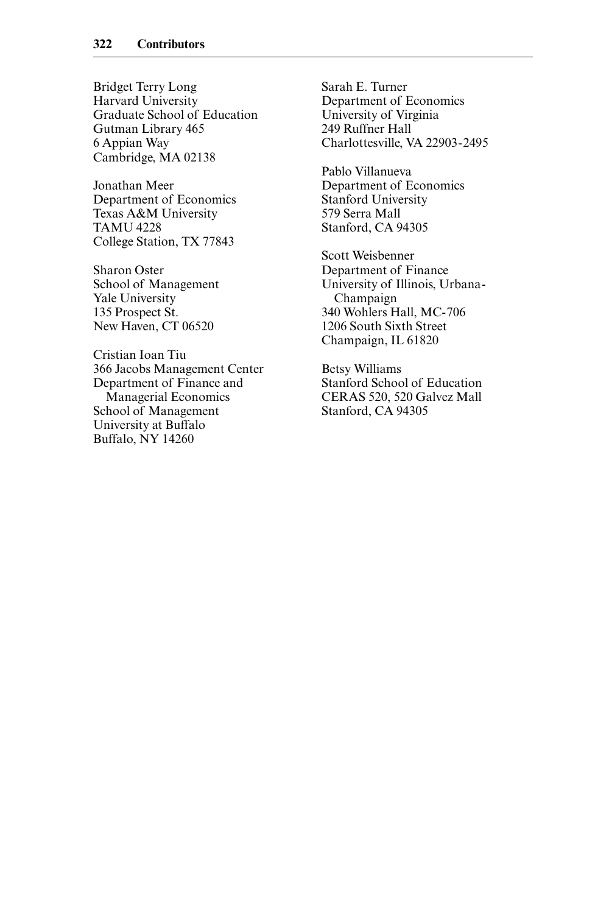Bridget Terry Long
Harvard University
Graduate School of Education
Gutman Library 465
6 Appian Way
Cambridge, MA 02138

Jonathan Meer
Department of Economics
Texas A&M University
TAMU 4228
College Station, TX 77843

Sharon Oster
School of Management
Yale University
135 Prospect St.
New Haven, CT 06520

Cristian Ioan Tiu
366 Jacobs Management Center
Department of Finance and Managerial Economics
School of Management
University at Buffalo
Buffalo, NY 14260

Sarah E. Turner
Department of Economics
University of Virginia
249 Ruffner Hall
Charlottesville, VA 22903-2495

Pablo Villanueva
Department of Economics
Stanford University
579 Serra Mall
Stanford, CA 94305

Scott Weisbenner
Department of Finance
University of Illinois, Urbana-Champaign
340 Wohlers Hall, MC-706
1206 South Sixth Street
Champaign, IL 61820

Betsy Williams
Stanford School of Education
CERAS 520, 520 Galvez Mall
Stanford, CA 94305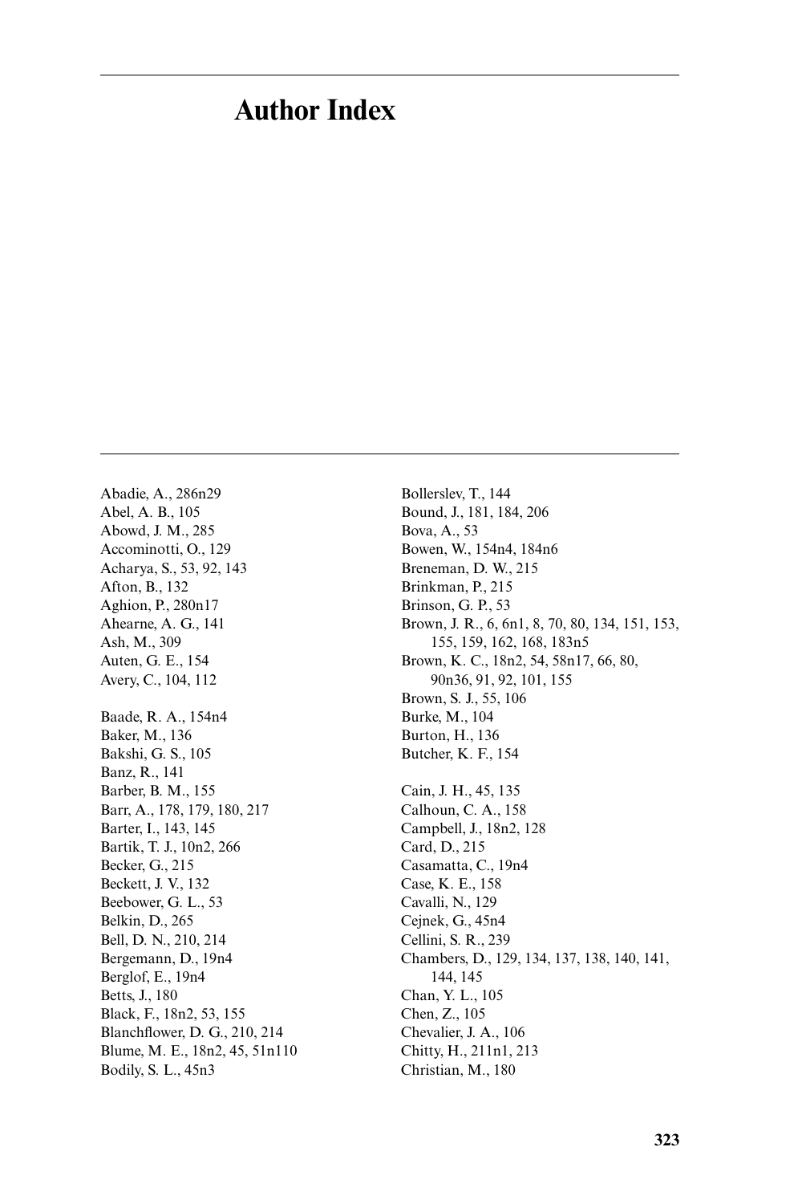# Author Index

Abadie, A., 286n29
Abel, A. B., 105
Abowd, J. M., 285
Accominotti, O., 129
Acharya, S., 53, 92, 143
Afton, B., 132
Aghion, P., 280n17
Ahearne, A. G., 141
Ash, M., 309
Auten, G. E., 154
Avery, C., 104, 112

Baade, R. A., 154n4
Baker, M., 136
Bakshi, G. S., 105
Banz, R., 141
Barber, B. M., 155
Barr, A., 178, 179, 180, 217
Barter, I., 143, 145
Bartik, T. J., 10n2, 266
Becker, G., 215
Beckett, J. V., 132
Beebower, G. L., 53
Belkin, D., 265
Bell, D. N., 210, 214
Bergemann, D., 19n4
Berglof, E., 19n4
Betts, J., 180
Black, F., 18n2, 53, 155
Blanchflower, D. G., 210, 214
Blume, M. E., 18n2, 45, 51n110
Bodily, S. L., 45n3

Bollerslev, T., 144
Bound, J., 181, 184, 206
Bova, A., 53
Bowen, W., 154n4, 184n6
Breneman, D. W., 215
Brinkman, P., 215
Brinson, G. P., 53
Brown, J. R., 6, 6n1, 8, 70, 80, 134, 151, 153, 155, 159, 162, 168, 183n5
Brown, K. C., 18n2, 54, 58n17, 66, 80, 90n36, 91, 92, 101, 155
Brown, S. J., 55, 106
Burke, M., 104
Burton, H., 136
Butcher, K. F., 154

Cain, J. H., 45, 135
Calhoun, C. A., 158
Campbell, J., 18n2, 128
Card, D., 215
Casamatta, C., 19n4
Case, K. E., 158
Cavalli, N., 129
Cejnek, G., 45n4
Cellini, S. R., 239
Chambers, D., 129, 134, 137, 138, 140, 141, 144, 145
Chan, Y. L., 105
Chen, Z., 105
Chevalier, J. A., 106
Chitty, H., 211n1, 213
Christian, M., 180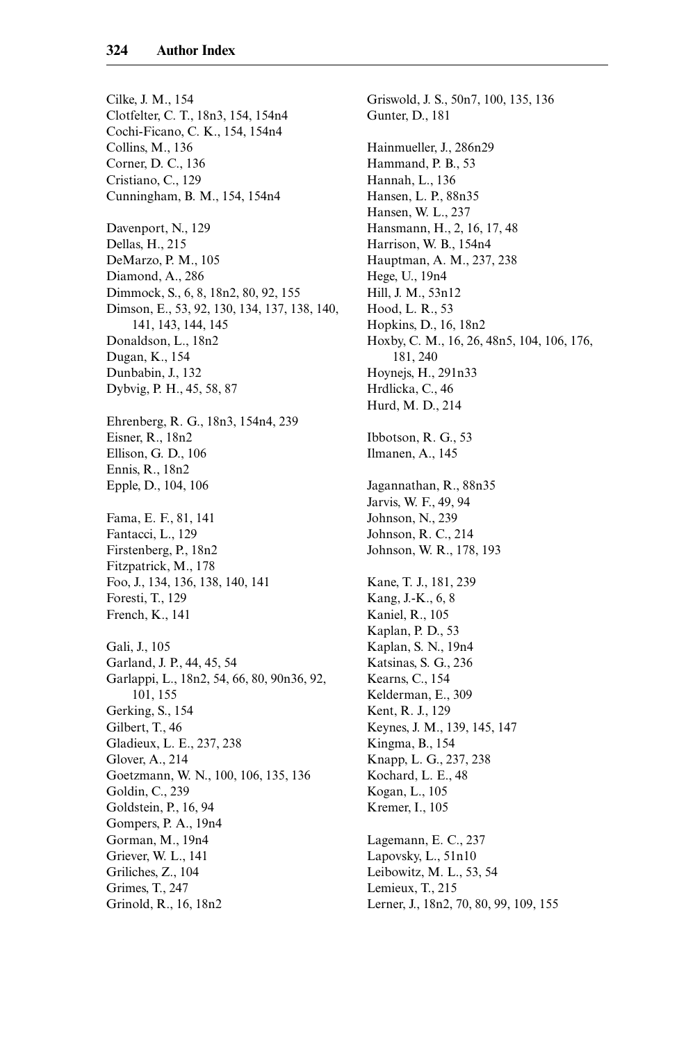Cilke, J. M., 154
Clotfelter, C. T., 18n3, 154, 154n4
Cochi-Ficano, C. K., 154, 154n4
Collins, M., 136
Corner, D. C., 136
Cristiano, C., 129
Cunningham, B. M., 154, 154n4

Davenport, N., 129
Dellas, H., 215
DeMarzo, P. M., 105
Diamond, A., 286
Dimmock, S., 6, 8, 18n2, 80, 92, 155
Dimson, E., 53, 92, 130, 134, 137, 138, 140, 141, 143, 144, 145
Donaldson, L., 18n2
Dugan, K., 154
Dunbabin, J., 132
Dybvig, P. H., 45, 58, 87

Ehrenberg, R. G., 18n3, 154n4, 239
Eisner, R., 18n2
Ellison, G. D., 106
Ennis, R., 18n2
Epple, D., 104, 106

Fama, E. F., 81, 141
Fantacci, L., 129
Firstenberg, P., 18n2
Fitzpatrick, M., 178
Foo, J., 134, 136, 138, 140, 141
Foresti, T., 129
French, K., 141

Gali, J., 105
Garland, J. P., 44, 45, 54
Garlappi, L., 18n2, 54, 66, 80, 90n36, 92, 101, 155
Gerking, S., 154
Gilbert, T., 46
Gladieux, L. E., 237, 238
Glover, A., 214
Goetzmann, W. N., 100, 106, 135, 136
Goldin, C., 239
Goldstein, P., 16, 94
Gompers, P. A., 19n4
Gorman, M., 19n4
Griever, W. L., 141
Griliches, Z., 104
Grimes, T., 247
Grinold, R., 16, 18n2
Griswold, J. S., 50n7, 100, 135, 136
Gunter, D., 181

Hainmueller, J., 286n29
Hammand, P. B., 53
Hannah, L., 136
Hansen, L. P., 88n35
Hansen, W. L., 237
Hansmann, H., 2, 16, 17, 48
Harrison, W. B., 154n4
Hauptman, A. M., 237, 238
Hege, U., 19n4
Hill, J. M., 53n12
Hood, L. R., 53
Hopkins, D., 16, 18n2
Hoxby, C. M., 16, 26, 48n5, 104, 106, 176, 181, 240
Hoynejs, H., 291n33
Hrdlicka, C., 46
Hurd, M. D., 214

Ibbotson, R. G., 53
Ilmanen, A., 145

Jagannathan, R., 88n35
Jarvis, W. F., 49, 94
Johnson, N., 239
Johnson, R. C., 214
Johnson, W. R., 178, 193

Kane, T. J., 181, 239
Kang, J.-K., 6, 8
Kaniel, R., 105
Kaplan, P. D., 53
Kaplan, S. N., 19n4
Katsinas, S. G., 236
Kearns, C., 154
Kelderman, E., 309
Kent, R. J., 129
Keynes, J. M., 139, 145, 147
Kingma, B., 154
Knapp, L. G., 237, 238
Kochard, L. E., 48
Kogan, L., 105
Kremer, I., 105

Lagemann, E. C., 237
Lapovsky, L., 51n10
Leibowitz, M. L., 53, 54
Lemieux, T., 215
Lerner, J., 18n2, 70, 80, 99, 109, 155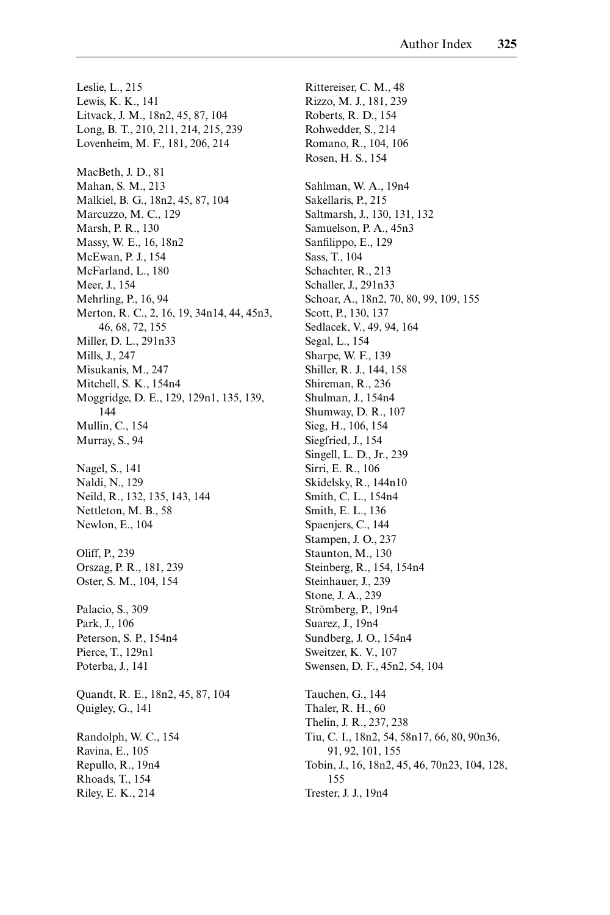Leslie, L., 215
Lewis, K. K., 141
Litvack, J. M., 18n2, 45, 87, 104
Long, B. T., 210, 211, 214, 215, 239
Lovenheim, M. F., 181, 206, 214

MacBeth, J. D., 81
Mahan, S. M., 213
Malkiel, B. G., 18n2, 45, 87, 104
Marcuzzo, M. C., 129
Marsh, P. R., 130
Massy, W. E., 16, 18n2
McEwan, P. J., 154
McFarland, L., 180
Meer, J., 154
Mehrling, P., 16, 94
Merton, R. C., 2, 16, 19, 34n14, 44, 45n3, 46, 68, 72, 155
Miller, D. L., 291n33
Mills, J., 247
Misukanis, M., 247
Mitchell, S. K., 154n4
Moggridge, D. E., 129, 129n1, 135, 139, 144
Mullin, C., 154
Murray, S., 94

Nagel, S., 141
Naldi, N., 129
Neild, R., 132, 135, 143, 144
Nettleton, M. B., 58
Newlon, E., 104

Oliff, P., 239
Orszag, P. R., 181, 239
Oster, S. M., 104, 154

Palacio, S., 309
Park, J., 106
Peterson, S. P., 154n4
Pierce, T., 129n1
Poterba, J., 141

Quandt, R. E., 18n2, 45, 87, 104
Quigley, G., 141

Randolph, W. C., 154
Ravina, E., 105
Repullo, R., 19n4
Rhoads, T., 154
Riley, E. K., 214

Rittereiser, C. M., 48
Rizzo, M. J., 181, 239
Roberts, R. D., 154
Rohwedder, S., 214
Romano, R., 104, 106
Rosen, H. S., 154

Sahlman, W. A., 19n4
Sakellaris, P., 215
Saltmarsh, J., 130, 131, 132
Samuelson, P. A., 45n3
Sanfilippo, E., 129
Sass, T., 104
Schachter, R., 213
Schaller, J., 291n33
Schoar, A., 18n2, 70, 80, 99, 109, 155
Scott, P., 130, 137
Sedlacek, V., 49, 94, 164
Segal, L., 154
Sharpe, W. F., 139
Shiller, R. J., 144, 158
Shireman, R., 236
Shulman, J., 154n4
Shumway, D. R., 107
Sieg, H., 106, 154
Siegfried, J., 154
Singell, L. D., Jr., 239
Sirri, E. R., 106
Skidelsky, R., 144n10
Smith, C. L., 154n4
Smith, E. L., 136
Spaenjers, C., 144
Stampen, J. O., 237
Staunton, M., 130
Steinberg, R., 154, 154n4
Steinhauer, J., 239
Stone, J. A., 239
Strömberg, P., 19n4
Suarez, J., 19n4
Sundberg, J. O., 154n4
Sweitzer, K. V., 107
Swensen, D. F., 45n2, 54, 104

Tauchen, G., 144
Thaler, R. H., 60
Thelin, J. R., 237, 238
Tiu, C. I., 18n2, 54, 58n17, 66, 80, 90n36, 91, 92, 101, 155
Tobin, J., 16, 18n2, 45, 46, 70n23, 104, 128, 155
Trester, J. J., 19n4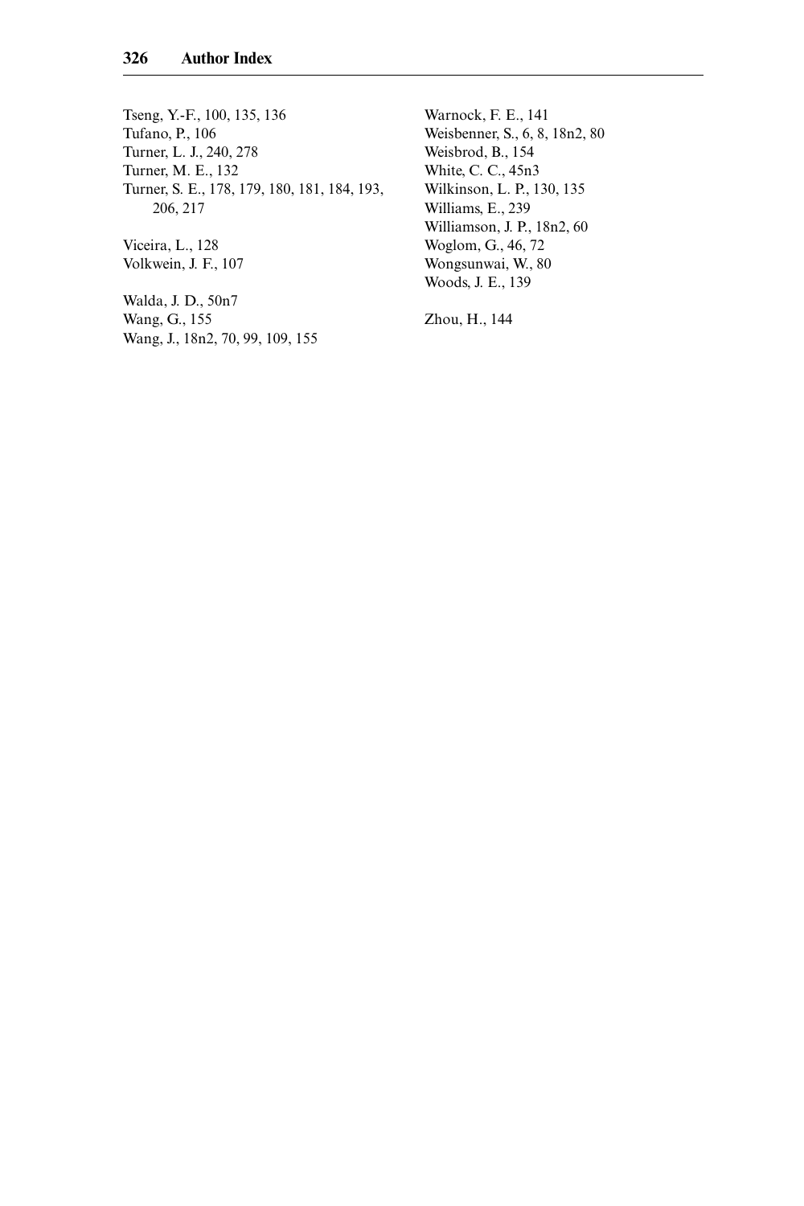Tseng, Y.-F., 100, 135, 136
Tufano, P., 106
Turner, L. J., 240, 278
Turner, M. E., 132
Turner, S. E., 178, 179, 180, 181, 184, 193, 206, 217

Viceira, L., 128
Volkwein, J. F., 107

Walda, J. D., 50n7
Wang, G., 155
Wang, J., 18n2, 70, 99, 109, 155
Warnock, F. E., 141
Weisbenner, S., 6, 8, 18n2, 80
Weisbrod, B., 154
White, C. C., 45n3
Wilkinson, L. P., 130, 135
Williams, E., 239
Williamson, J. P., 18n2, 60
Woglom, G., 46, 72
Wongsunwai, W., 80
Woods, J. E., 139

Zhou, H., 144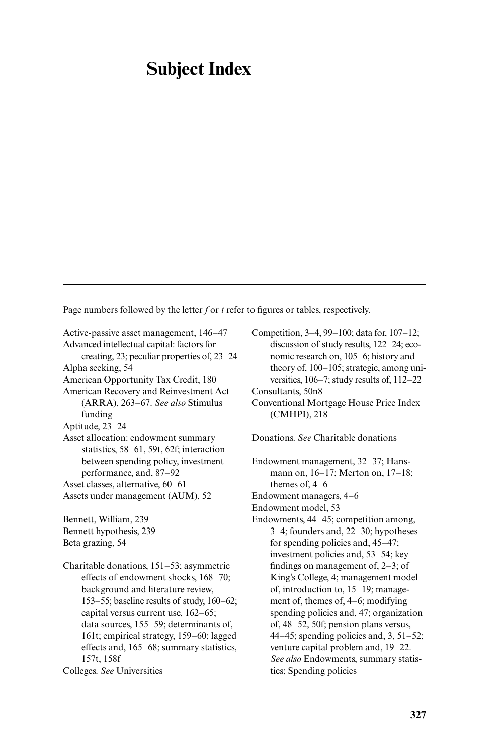# Subject Index

Page numbers followed by the letter *f* or *t* refer to figures or tables, respectively.

Active-passive asset management, 146–47

Advanced intellectual capital: factors for creating, 23; peculiar properties of, 23–24

Alpha seeking, 54

American Opportunity Tax Credit, 180

American Recovery and Reinvestment Act (ARRA), 263–67. *See also* Stimulus funding

Aptitude, 23–24

Asset allocation: endowment summary statistics, 58–61, 59t, 62f; interaction between spending policy, investment performance, and, 87–92

Asset classes, alternative, 60–61

Assets under management (AUM), 52

Bennett, William, 239

Bennett hypothesis, 239

Beta grazing, 54

Charitable donations, 151–53; asymmetric effects of endowment shocks, 168–70; background and literature review, 153–55; baseline results of study, 160–62; capital versus current use, 162–65; data sources, 155–59; determinants of, 161t; empirical strategy, 159–60; lagged effects and, 165–68; summary statistics, 157t, 158f

Colleges. *See* Universities

Competition, 3–4, 99–100; data for, 107–12; discussion of study results, 122–24; economic research on, 105–6; history and theory of, 100–105; strategic, among universities, 106–7; study results of, 112–22

Consultants, 50n8

Conventional Mortgage House Price Index (CMHPI), 218

Donations. *See* Charitable donations

Endowment management, 32–37; Hansmann on, 16–17; Merton on, 17–18; themes of, 4–6

Endowment managers, 4–6

Endowment model, 53

Endowments, 44–45; competition among, 3–4; founders and, 22–30; hypotheses for spending policies and, 45–47; investment policies and, 53–54; key findings on management of, 2–3; of King's College, 4; management model of, introduction to, 15–19; management of, themes of, 4–6; modifying spending policies and, 47; organization of, 48–52, 50f; pension plans versus, 44–45; spending policies and, 3, 51–52; venture capital problem and, 19–22. *See also* Endowments, summary statistics; Spending policies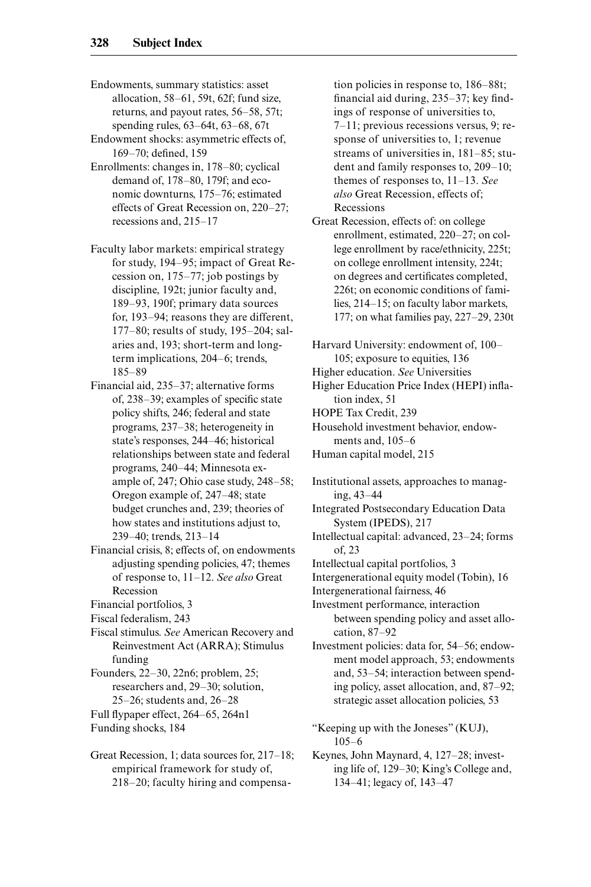Endowments, summary statistics: asset allocation, 58–61, 59t, 62f; fund size, returns, and payout rates, 56–58, 57t; spending rules, 63–64t, 63–68, 67t

Endowment shocks: asymmetric effects of, 169–70; defined, 159

Enrollments: changes in, 178–80; cyclical demand of, 178–80, 179f; and economic downturns, 175–76; estimated effects of Great Recession on, 220–27; recessions and, 215–17

Faculty labor markets: empirical strategy for study, 194–95; impact of Great Recession on, 175–77; job postings by discipline, 192t; junior faculty and, 189–93, 190f; primary data sources for, 193–94; reasons they are different, 177–80; results of study, 195–204; salaries and, 193; short-term and long-term implications, 204–6; trends, 185–89

Financial aid, 235–37; alternative forms of, 238–39; examples of specific state policy shifts, 246; federal and state programs, 237–38; heterogeneity in state's responses, 244–46; historical relationships between state and federal programs, 240–44; Minnesota example of, 247; Ohio case study, 248–58; Oregon example of, 247–48; state budget crunches and, 239; theories of how states and institutions adjust to, 239–40; trends, 213–14

Financial crisis, 8; effects of, on endowments adjusting spending policies, 47; themes of response to, 11–12. *See also* Great Recession

Financial portfolios, 3

Fiscal federalism, 243

Fiscal stimulus. *See* American Recovery and Reinvestment Act (ARRA); Stimulus funding

Founders, 22–30, 22n6; problem, 25; researchers and, 29–30; solution, 25–26; students and, 26–28

Full flypaper effect, 264–65, 264n1

Funding shocks, 184

Great Recession, 1; data sources for, 217–18; empirical framework for study of, 218–20; faculty hiring and compensation policies in response to, 186–88t; financial aid during, 235–37; key findings of response of universities to, 7–11; previous recessions versus, 9; response of universities to, 1; revenue streams of universities in, 181–85; student and family responses to, 209–10; themes of responses to, 11–13. *See also* Great Recession, effects of; Recessions

Great Recession, effects of: on college enrollment, estimated, 220–27; on college enrollment by race/ethnicity, 225t; on college enrollment intensity, 224t; on degrees and certificates completed, 226t; on economic conditions of families, 214–15; on faculty labor markets, 177; on what families pay, 227–29, 230t

Harvard University: endowment of, 100–105; exposure to equities, 136

Higher education. *See* Universities

Higher Education Price Index (HEPI) inflation index, 51

HOPE Tax Credit, 239

Household investment behavior, endowments and, 105–6

Human capital model, 215

Institutional assets, approaches to managing, 43–44

Integrated Postsecondary Education Data System (IPEDS), 217

Intellectual capital: advanced, 23–24; forms of, 23

Intellectual capital portfolios, 3

Intergenerational equity model (Tobin), 16

Intergenerational fairness, 46

Investment performance, interaction between spending policy and asset allocation, 87–92

Investment policies: data for, 54–56; endowment model approach, 53; endowments and, 53–54; interaction between spending policy, asset allocation, and, 87–92; strategic asset allocation policies, 53

"Keeping up with the Joneses" (KUJ), 105–6

Keynes, John Maynard, 4, 127–28; investing life of, 129–30; King's College and, 134–41; legacy of, 143–47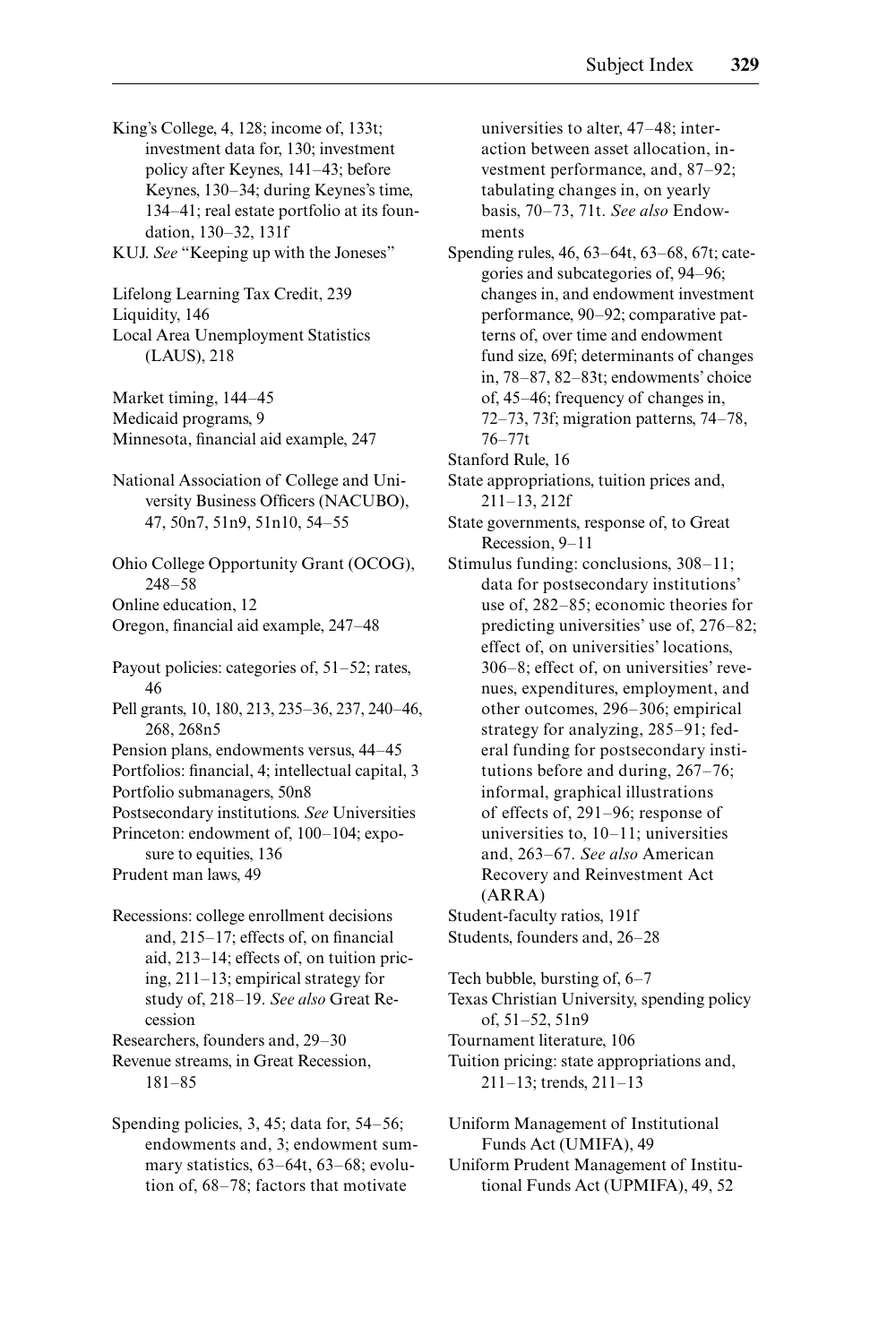King's College, 4, 128; income of, 133t; investment data for, 130; investment policy after Keynes, 141–43; before Keynes, 130–34; during Keynes's time, 134–41; real estate portfolio at its foundation, 130–32, 131f

KUJ. *See* "Keeping up with the Joneses"

Lifelong Learning Tax Credit, 239

Liquidity, 146

Local Area Unemployment Statistics (LAUS), 218

Market timing, 144–45

Medicaid programs, 9

Minnesota, financial aid example, 247

National Association of College and University Business Officers (NACUBO), 47, 50n7, 51n9, 51n10, 54–55

Ohio College Opportunity Grant (OCOG), 248–58

Online education, 12

Oregon, financial aid example, 247–48

Payout policies: categories of, 51–52; rates, 46

Pell grants, 10, 180, 213, 235–36, 237, 240–46, 268, 268n5

Pension plans, endowments versus, 44–45

Portfolios: financial, 4; intellectual capital, 3

Portfolio submanagers, 50n8

Postsecondary institutions. *See* Universities

Princeton: endowment of, 100–104; exposure to equities, 136

Prudent man laws, 49

Recessions: college enrollment decisions and, 215–17; effects of, on financial aid, 213–14; effects of, on tuition pricing, 211–13; empirical strategy for study of, 218–19. *See also* Great Recession

Researchers, founders and, 29–30

Revenue streams, in Great Recession, 181–85

Spending policies, 3, 45; data for, 54–56; endowments and, 3; endowment summary statistics, 63–64t, 63–68; evolution of, 68–78; factors that motivate universities to alter, 47–48; interaction between asset allocation, investment performance, and, 87–92; tabulating changes in, on yearly basis, 70–73, 71t. *See also* Endowments

Spending rules, 46, 63–64t, 63–68, 67t; categories and subcategories of, 94–96; changes in, and endowment investment performance, 90–92; comparative patterns of, over time and endowment fund size, 69f; determinants of changes in, 78–87, 82–83t; endowments' choice of, 45–46; frequency of changes in, 72–73, 73f; migration patterns, 74–78, 76–77t

Stanford Rule, 16

State appropriations, tuition prices and, 211–13, 212f

State governments, response of, to Great Recession, 9–11

Stimulus funding: conclusions, 308–11; data for postsecondary institutions' use of, 282–85; economic theories for predicting universities' use of, 276–82; effect of, on universities' locations, 306–8; effect of, on universities' revenues, expenditures, employment, and other outcomes, 296–306; empirical strategy for analyzing, 285–91; federal funding for postsecondary institutions before and during, 267–76; informal, graphical illustrations of effects of, 291–96; response of universities to, 10–11; universities and, 263–67. *See also* American Recovery and Reinvestment Act (ARRA)

Student-faculty ratios, 191f

Students, founders and, 26–28

Tech bubble, bursting of, 6–7

Texas Christian University, spending policy of, 51–52, 51n9

Tournament literature, 106

Tuition pricing: state appropriations and, 211–13; trends, 211–13

Uniform Management of Institutional Funds Act (UMIFA), 49

Uniform Prudent Management of Institutional Funds Act (UPMIFA), 49, 52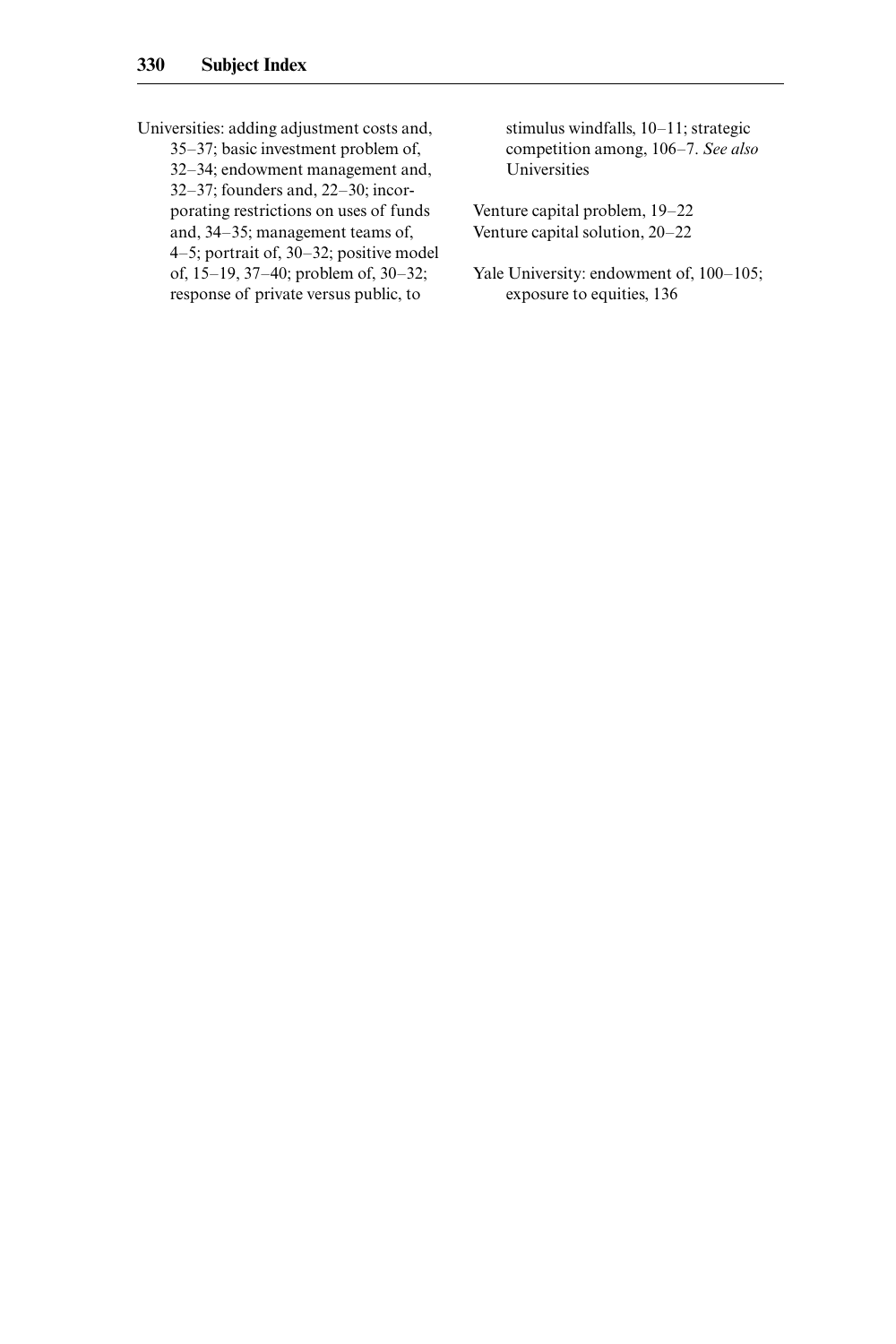Universities: adding adjustment costs and, 35–37; basic investment problem of, 32–34; endowment management and, 32–37; founders and, 22–30; incorporating restrictions on uses of funds and, 34–35; management teams of, 4–5; portrait of, 30–32; positive model of, 15–19, 37–40; problem of, 30–32; response of private versus public, to stimulus windfalls, 10–11; strategic competition among, 106–7. *See also* Universities

Venture capital problem, 19–22
Venture capital solution, 20–22

Yale University: endowment of, 100–105; exposure to equities, 136